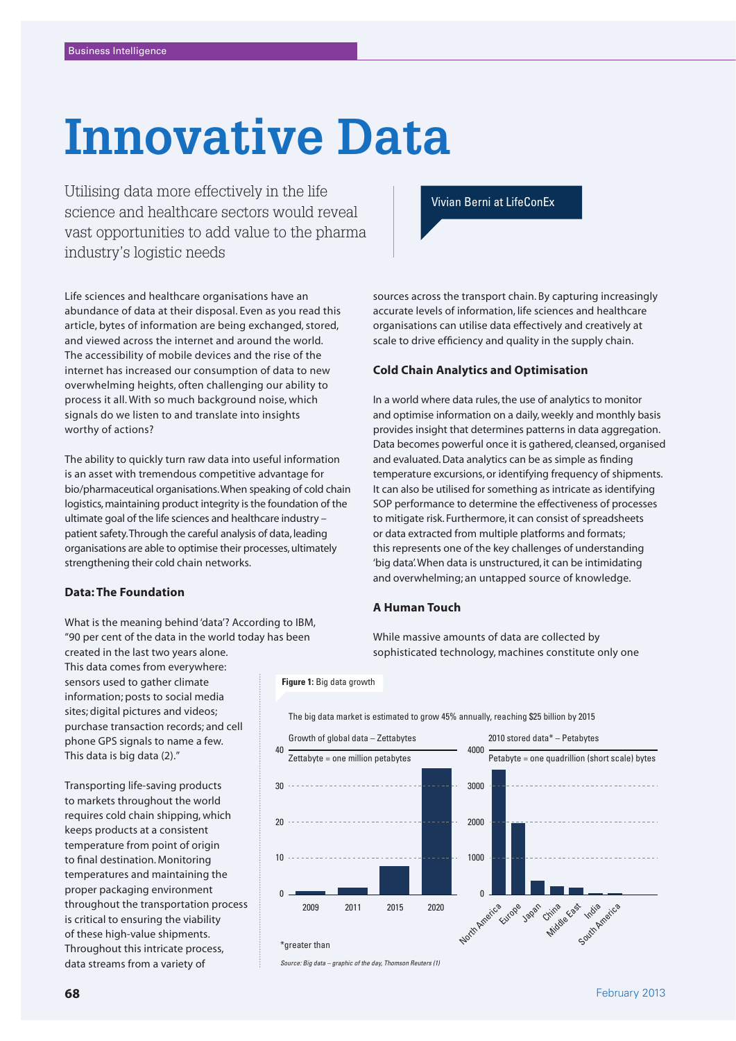Business Intelligence

# Innovative Data

Utilising data more effectively in the life science and healthcare sectors would reveal vast opportunities to add value to the pharma industry's logistic needs

Vivian Berni at LifeConEx

Life sciences and healthcare organisations have an abundance of data at their disposal. Even as you read this article, bytes of information are being exchanged, stored, and viewed across the internet and around the world. The accessibility of mobile devices and the rise of the internet has increased our consumption of data to new overwhelming heights, often challenging our ability to process it all. With so much background noise, which signals do we listen to and translate into insights worthy of actions?

The ability to quickly turn raw data into useful information is an asset with tremendous competitive advantage for bio/pharmaceutical organisations. When speaking of cold chain logistics, maintaining product integrity is the foundation of the ultimate goal of the life sciences and healthcare industry – patient safety. Through the careful analysis of data, leading organisations are able to optimise their processes, ultimately strengthening their cold chain networks.

### Data: The Foundation

What is the meaning behind 'data'? According to IBM, "90 per cent of the data in the world today has been created in the last two years alone. This data comes from everywhere: sensors used to gather climate information; posts to social media sites; digital pictures and videos; purchase transaction records; and cell phone GPS signals to name a few. This data is big data (2)."

Transporting life-saving products to markets throughout the world requires cold chain shipping, which keeps products at a consistent temperature from point of origin to final destination. Monitoring temperatures and maintaining the proper packaging environment throughout the transportation process is critical to ensuring the viability of these high-value shipments. Throughout this intricate process, data streams from a variety of sources across the transport chain. By capturing increasingly accurate levels of information, life sciences and healthcare organisations can utilise data effectively and creatively at scale to drive efficiency and quality in the supply chain.

### Cold Chain Analytics and Optimisation

In a world where data rules, the use of analytics to monitor and optimise information on a daily, weekly and monthly basis provides insight that determines patterns in data aggregation. Data becomes powerful once it is gathered, cleansed, organised and evaluated. Data analytics can be as simple as finding temperature excursions, or identifying frequency of shipments. It can also be utilised for something as intricate as identifying SOP performance to determine the effectiveness of processes to mitigate risk. Furthermore, it can consist of spreadsheets or data extracted from multiple platforms and formats; this represents one of the key challenges of understanding 'big data'. When data is unstructured, it can be intimidating and overwhelming; an untapped source of knowledge.

### A Human Touch

While massive amounts of data are collected by sophisticated technology, machines constitute only one

**Figure 1:** Big data growth

The big data market is estimated to grow 45% annually, reaching $25 billion by 2015

Growth of global data – Zettabytes
Zettabyte = one million petabytes

| Year | Zettabytes |
|---|---|
| 2009 | ~1 |
| 2011 | ~2 |
| 2015 | ~8 |
| 2020 | ~35 |

2010 stored data* – Petabytes
Petabyte = one quadrillion (short scale) bytes

| Region | Petabytes |
|---|---|
| North America | ~3500 |
| Europe | ~2000 |
| Japan | ~400 |
| China | ~250 |
| Middle East | ~200 |
| India | ~50 |
| South America | ~50 |

*greater than

*Source: Big data – graphic of the day, Thomson Reuters (1)*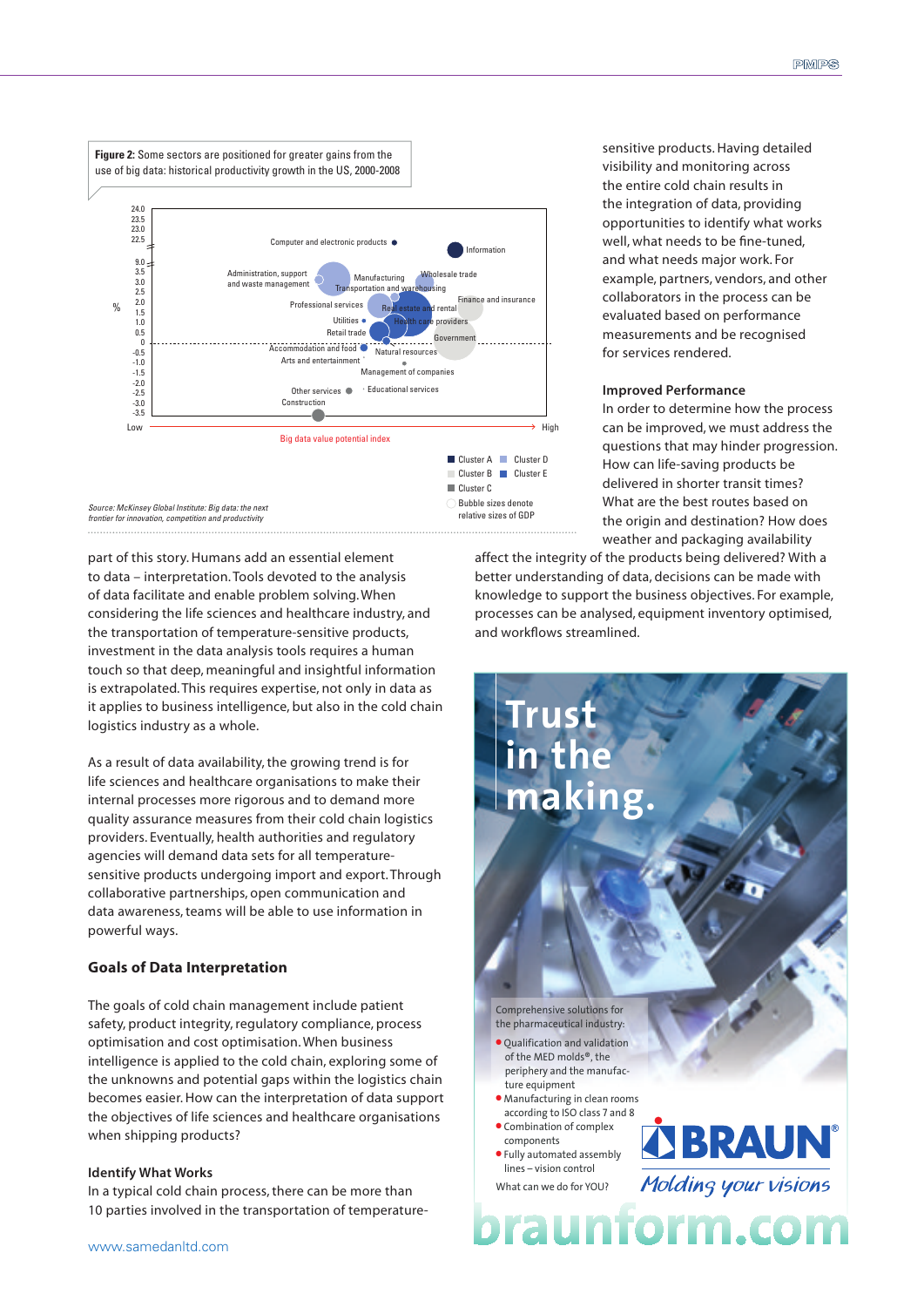**Figure 2:** Some sectors are positioned for greater gains from the use of big data: historical productivity growth in the US, 2000-2008

Source: McKinsey Global Institute: Big data: the next frontier for innovation, competition and productivity

sensitive products. Having detailed visibility and monitoring across the entire cold chain results in the integration of data, providing opportunities to identify what works well, what needs to be fine-tuned, and what needs major work. For example, partners, vendors, and other collaborators in the process can be evaluated based on performance measurements and be recognised for services rendered.

### Improved Performance

In order to determine how the process can be improved, we must address the questions that may hinder progression. How can life-saving products be delivered in shorter transit times? What are the best routes based on the origin and destination? How does weather and packaging availability affect the integrity of the products being delivered? With a better understanding of data, decisions can be made with knowledge to support the business objectives. For example, processes can be analysed, equipment inventory optimised, and workflows streamlined.

part of this story. Humans add an essential element to data – interpretation. Tools devoted to the analysis of data facilitate and enable problem solving. When considering the life sciences and healthcare industry, and the transportation of temperature-sensitive products, investment in the data analysis tools requires a human touch so that deep, meaningful and insightful information is extrapolated. This requires expertise, not only in data as it applies to business intelligence, but also in the cold chain logistics industry as a whole.

As a result of data availability, the growing trend is for life sciences and healthcare organisations to make their internal processes more rigorous and to demand more quality assurance measures from their cold chain logistics providers. Eventually, health authorities and regulatory agencies will demand data sets for all temperature-sensitive products undergoing import and export. Through collaborative partnerships, open communication and data awareness, teams will be able to use information in powerful ways.

### Goals of Data Interpretation

The goals of cold chain management include patient safety, product integrity, regulatory compliance, process optimisation and cost optimisation. When business intelligence is applied to the cold chain, exploring some of the unknowns and potential gaps within the logistics chain becomes easier. How can the interpretation of data support the objectives of life sciences and healthcare organisations when shipping products?

### Identify What Works

In a typical cold chain process, there can be more than 10 parties involved in the transportation of temperature-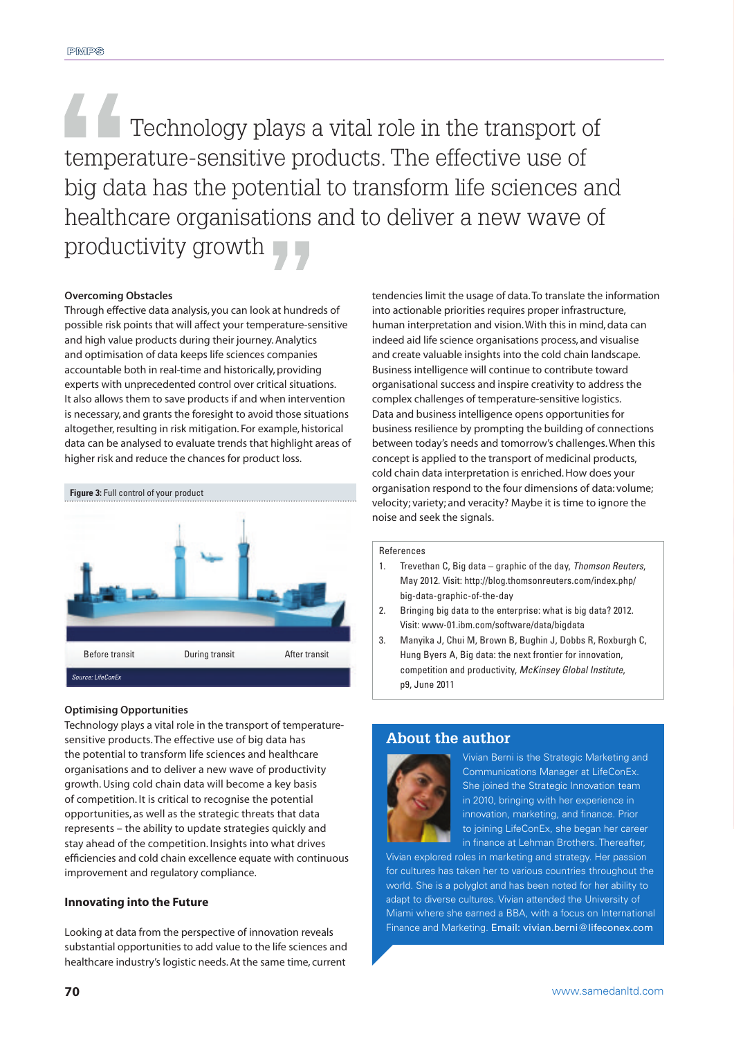> Technology plays a vital role in the transport of temperature-sensitive products. The effective use of big data has the potential to transform life sciences and healthcare organisations and to deliver a new wave of productivity growth

### Overcoming Obstacles

Through effective data analysis, you can look at hundreds of possible risk points that will affect your temperature-sensitive and high value products during their journey. Analytics and optimisation of data keeps life sciences companies accountable both in real-time and historically, providing experts with unprecedented control over critical situations. It also allows them to save products if and when intervention is necessary, and grants the foresight to avoid those situations altogether, resulting in risk mitigation. For example, historical data can be analysed to evaluate trends that highlight areas of higher risk and reduce the chances for product loss.

**Figure 3:** Full control of your product

Before transit
During transit
After transit

*Source: LifeConEx*

### Optimising Opportunities

Technology plays a vital role in the transport of temperature-sensitive products. The effective use of big data has the potential to transform life sciences and healthcare organisations and to deliver a new wave of productivity growth. Using cold chain data will become a key basis of competition. It is critical to recognise the potential opportunities, as well as the strategic threats that data represents – the ability to update strategies quickly and stay ahead of the competition. Insights into what drives efficiencies and cold chain excellence equate with continuous improvement and regulatory compliance.

### Innovating into the Future

Looking at data from the perspective of innovation reveals substantial opportunities to add value to the life sciences and healthcare industry's logistic needs. At the same time, current tendencies limit the usage of data. To translate the information into actionable priorities requires proper infrastructure, human interpretation and vision. With this in mind, data can indeed aid life science organisations process, and visualise and create valuable insights into the cold chain landscape. Business intelligence will continue to contribute toward organisational success and inspire creativity to address the complex challenges of temperature-sensitive logistics. Data and business intelligence opens opportunities for business resilience by prompting the building of connections between today's needs and tomorrow's challenges. When this concept is applied to the transport of medicinal products, cold chain data interpretation is enriched. How does your organisation respond to the four dimensions of data: volume; velocity; variety; and veracity? Maybe it is time to ignore the noise and seek the signals.

**References**

1. Trevethan C, Big data – graphic of the day, *Thomson Reuters*, May 2012. Visit: http://blog.thomsonreuters.com/index.php/big-data-graphic-of-the-day
2. Bringing big data to the enterprise: what is big data? 2012. Visit: www-01.ibm.com/software/data/bigdata
3. Manyika J, Chui M, Brown B, Bughin J, Dobbs R, Roxburgh C, Hung Byers A, Big data: the next frontier for innovation, competition and productivity, *McKinsey Global Institute*, p9, June 2011

## About the author

Vivian Berni is the Strategic Marketing and Communications Manager at LifeConEx. She joined the Strategic Innovation team in 2010, bringing with her experience in innovation, marketing, and finance. Prior to joining LifeConEx, she began her career in finance at Lehman Brothers. Thereafter, Vivian explored roles in marketing and strategy. Her passion for cultures has taken her to various countries throughout the world. She is a polyglot and has been noted for her ability to adapt to diverse cultures. Vivian attended the University of Miami where she earned a BBA, with a focus on International Finance and Marketing. Email: vivian.berni@lifeconex.com